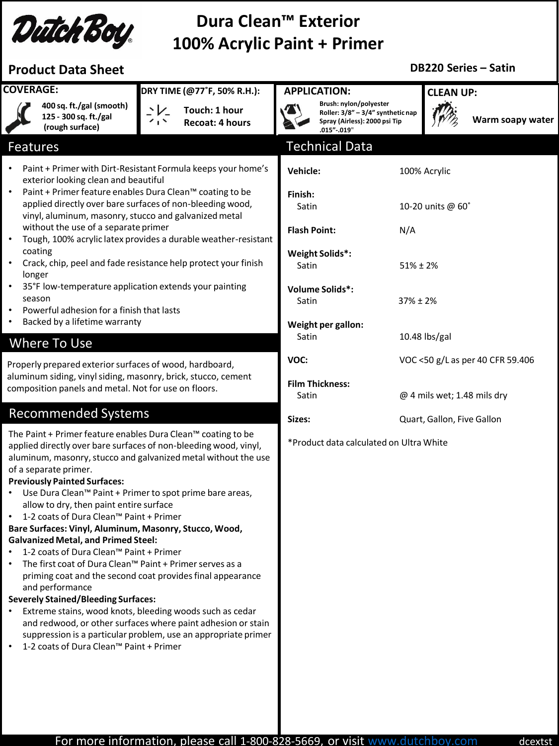# Dura Clean™ Exterior 100% Acrylic Paint + Primer

**Product Data Sheet** — **DB220 Series – Satin**

**COVERAGE:**
400 sq. ft./gal (smooth)
125 - 300 sq. ft./gal (rough surface)

**DRY TIME (@77˚F, 50% R.H.):**
Touch: 1 hour
Recoat: 4 hours

**APPLICATION:**
Brush: nylon/polyester
Roller: 3/8" – 3/4" synthetic nap
Spray (Airless): 2000 psi Tip .015"-.019"

**CLEAN UP:**
Warm soapy water

## Features

- Paint + Primer with Dirt-Resistant Formula keeps your home's exterior looking clean and beautiful
- Paint + Primer feature enables Dura Clean™ coating to be applied directly over bare surfaces of non-bleeding wood, vinyl, aluminum, masonry, stucco and galvanized metal without the use of a separate primer
- Tough, 100% acrylic latex provides a durable weather-resistant coating
- Crack, chip, peel and fade resistance help protect your finish longer
- 35°F low-temperature application extends your painting season
- Powerful adhesion for a finish that lasts
- Backed by a lifetime warranty

## Where To Use

Properly prepared exterior surfaces of wood, hardboard, aluminum siding, vinyl siding, masonry, brick, stucco, cement composition panels and metal. Not for use on floors.

## Recommended Systems

The Paint + Primer feature enables Dura Clean™ coating to be applied directly over bare surfaces of non-bleeding wood, vinyl, aluminum, masonry, stucco and galvanized metal without the use of a separate primer.

**Previously Painted Surfaces:**

- Use Dura Clean™ Paint + Primer to spot prime bare areas, allow to dry, then paint entire surface
- 1-2 coats of Dura Clean™ Paint + Primer

**Bare Surfaces: Vinyl, Aluminum, Masonry, Stucco, Wood, Galvanized Metal, and Primed Steel:**

- 1-2 coats of Dura Clean™ Paint + Primer
- The first coat of Dura Clean™ Paint + Primer serves as a priming coat and the second coat provides final appearance and performance

**Severely Stained/Bleeding Surfaces:**

- Extreme stains, wood knots, bleeding woods such as cedar and redwood, or other surfaces where paint adhesion or stain suppression is a particular problem, use an appropriate primer
- 1-2 coats of Dura Clean™ Paint + Primer

## Technical Data

| | |
|---|---|
| **Vehicle:** | 100% Acrylic |
| **Finish:** | |
| Satin | 10-20 units @ 60˚ |
| **Flash Point:** | N/A |
| **Weight Solids*:** | |
| Satin | 51% ± 2% |
| **Volume Solids*:** | |
| Satin | 37% ± 2% |
| **Weight per gallon:** | |
| Satin | 10.48 lbs/gal |
| **VOC:** | VOC <50 g/L as per 40 CFR 59.406 |
| **Film Thickness:** | |
| Satin | @ 4 mils wet; 1.48 mils dry |
| **Sizes:** | Quart, Gallon, Five Gallon |

*Product data calculated on Ultra White

For more information, please call 1-800-828-5669, or visit www.dutchboy.com

dcextst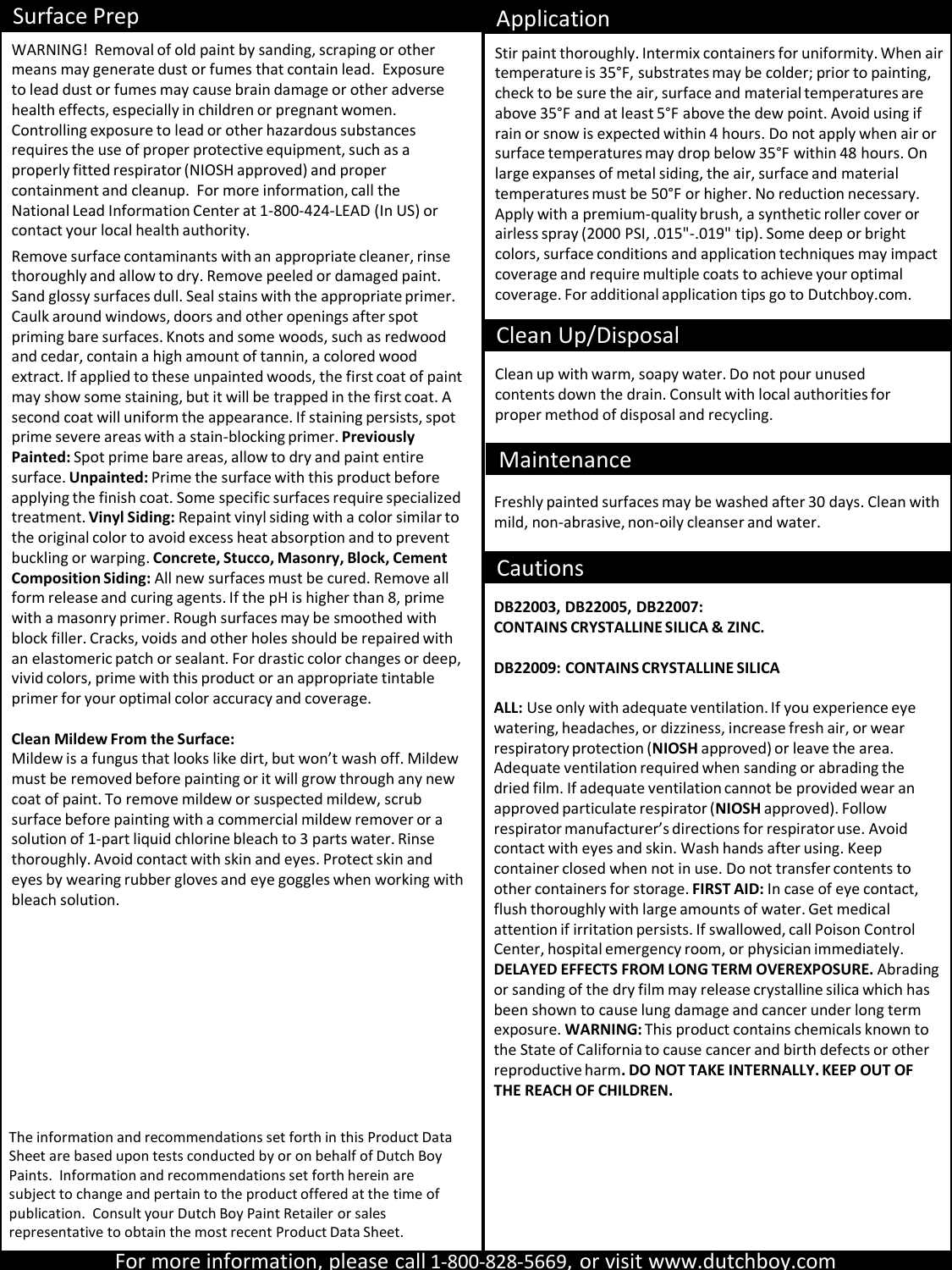## Surface Prep

WARNING! Removal of old paint by sanding, scraping or other means may generate dust or fumes that contain lead. Exposure to lead dust or fumes may cause brain damage or other adverse health effects, especially in children or pregnant women. Controlling exposure to lead or other hazardous substances requires the use of proper protective equipment, such as a properly fitted respirator (NIOSH approved) and proper containment and cleanup. For more information, call the National Lead Information Center at 1-800-424-LEAD (In US) or contact your local health authority.

Remove surface contaminants with an appropriate cleaner, rinse thoroughly and allow to dry. Remove peeled or damaged paint. Sand glossy surfaces dull. Seal stains with the appropriate primer. Caulk around windows, doors and other openings after spot priming bare surfaces. Knots and some woods, such as redwood and cedar, contain a high amount of tannin, a colored wood extract. If applied to these unpainted woods, the first coat of paint may show some staining, but it will be trapped in the first coat. A second coat will uniform the appearance. If staining persists, spot prime severe areas with a stain-blocking primer. **Previously Painted:** Spot prime bare areas, allow to dry and paint entire surface. **Unpainted:** Prime the surface with this product before applying the finish coat. Some specific surfaces require specialized treatment. **Vinyl Siding:** Repaint vinyl siding with a color similar to the original color to avoid excess heat absorption and to prevent buckling or warping. **Concrete, Stucco, Masonry, Block, Cement Composition Siding:** All new surfaces must be cured. Remove all form release and curing agents. If the pH is higher than 8, prime with a masonry primer. Rough surfaces may be smoothed with block filler. Cracks, voids and other holes should be repaired with an elastomeric patch or sealant. For drastic color changes or deep, vivid colors, prime with this product or an appropriate tintable primer for your optimal color accuracy and coverage.

**Clean Mildew From the Surface:**
Mildew is a fungus that looks like dirt, but won't wash off. Mildew must be removed before painting or it will grow through any new coat of paint. To remove mildew or suspected mildew, scrub surface before painting with a commercial mildew remover or a solution of 1-part liquid chlorine bleach to 3 parts water. Rinse thoroughly. Avoid contact with skin and eyes. Protect skin and eyes by wearing rubber gloves and eye goggles when working with bleach solution.

The information and recommendations set forth in this Product Data Sheet are based upon tests conducted by or on behalf of Dutch Boy Paints. Information and recommendations set forth herein are subject to change and pertain to the product offered at the time of publication. Consult your Dutch Boy Paint Retailer or sales representative to obtain the most recent Product Data Sheet.

## Application

Stir paint thoroughly. Intermix containers for uniformity. When air temperature is 35°F, substrates may be colder; prior to painting, check to be sure the air, surface and material temperatures are above 35°F and at least 5°F above the dew point. Avoid using if rain or snow is expected within 4 hours. Do not apply when air or surface temperatures may drop below 35°F within 48 hours. On large expanses of metal siding, the air, surface and material temperatures must be 50°F or higher. No reduction necessary. Apply with a premium-quality brush, a synthetic roller cover or airless spray (2000 PSI, .015"-.019" tip). Some deep or bright colors, surface conditions and application techniques may impact coverage and require multiple coats to achieve your optimal coverage. For additional application tips go to Dutchboy.com.

## Clean Up/Disposal

Clean up with warm, soapy water. Do not pour unused contents down the drain. Consult with local authorities for proper method of disposal and recycling.

## Maintenance

Freshly painted surfaces may be washed after 30 days. Clean with mild, non-abrasive, non-oily cleanser and water.

## Cautions

**DB22003, DB22005, DB22007:**
**CONTAINS CRYSTALLINE SILICA & ZINC.**

**DB22009: CONTAINS CRYSTALLINE SILICA**

**ALL:** Use only with adequate ventilation. If you experience eye watering, headaches, or dizziness, increase fresh air, or wear respiratory protection (**NIOSH** approved) or leave the area. Adequate ventilation required when sanding or abrading the dried film. If adequate ventilation cannot be provided wear an approved particulate respirator (**NIOSH** approved). Follow respirator manufacturer's directions for respirator use. Avoid contact with eyes and skin. Wash hands after using. Keep container closed when not in use. Do not transfer contents to other containers for storage. **FIRST AID:** In case of eye contact, flush thoroughly with large amounts of water. Get medical attention if irritation persists. If swallowed, call Poison Control Center, hospital emergency room, or physician immediately. **DELAYED EFFECTS FROM LONG TERM OVEREXPOSURE.** Abrading or sanding of the dry film may release crystalline silica which has been shown to cause lung damage and cancer under long term exposure. **WARNING:** This product contains chemicals known to the State of California to cause cancer and birth defects or other reproductive harm**. DO NOT TAKE INTERNALLY. KEEP OUT OF THE REACH OF CHILDREN.**

For more information, please call 1-800-828-5669, or visit www.dutchboy.com